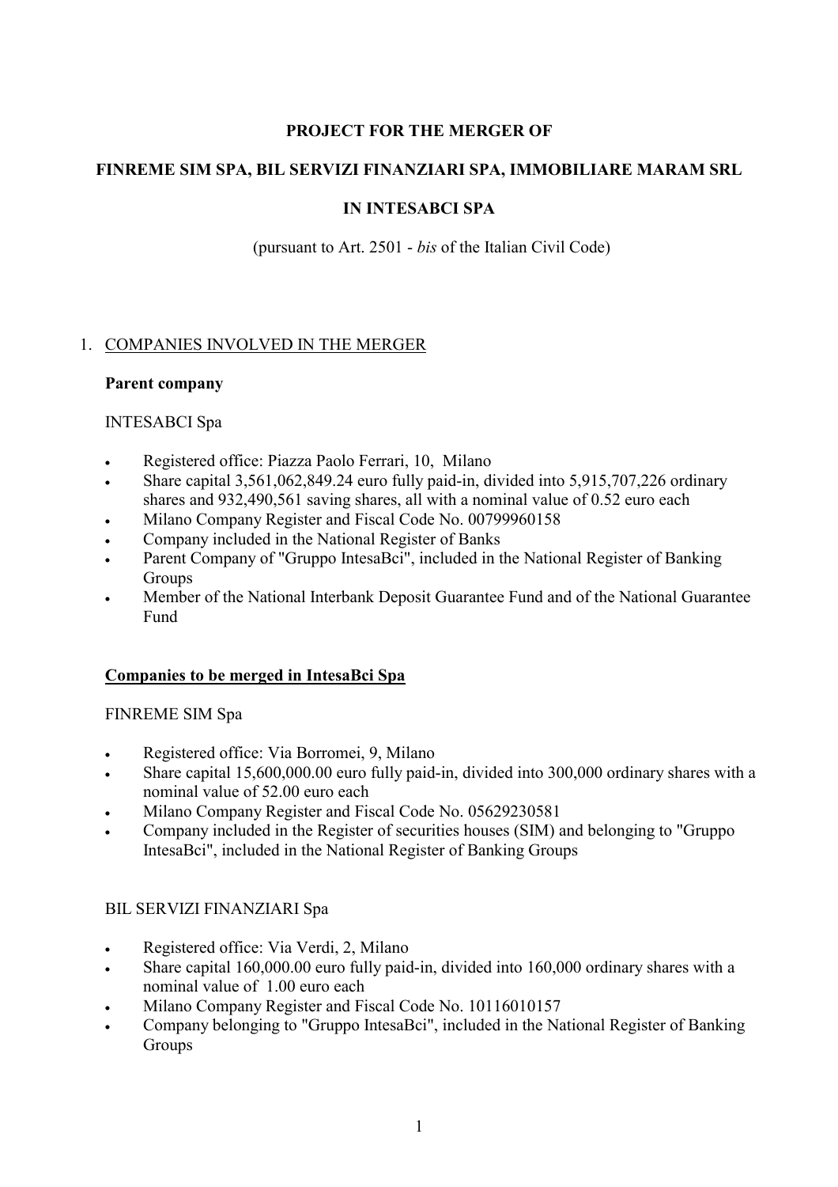**PROJECT FOR THE MERGER OF**

**FINREME SIM SPA, BIL SERVIZI FINANZIARI SPA, IMMOBILIARE MARAM SRL**

**IN INTESABCI SPA**

(pursuant to Art. 2501 - *bis* of the Italian Civil Code)

1. COMPANIES INVOLVED IN THE MERGER

**Parent company**

INTESABCI Spa

- Registered office: Piazza Paolo Ferrari, 10, Milano
- Share capital 3,561,062,849.24 euro fully paid-in, divided into 5,915,707,226 ordinary shares and 932,490,561 saving shares, all with a nominal value of 0.52 euro each
- Milano Company Register and Fiscal Code No. 00799960158
- Company included in the National Register of Banks
- Parent Company of "Gruppo IntesaBci", included in the National Register of Banking Groups
- Member of the National Interbank Deposit Guarantee Fund and of the National Guarantee Fund

**Companies to be merged in IntesaBci Spa**

FINREME SIM Spa

- Registered office: Via Borromei, 9, Milano
- Share capital 15,600,000.00 euro fully paid-in, divided into 300,000 ordinary shares with a nominal value of 52.00 euro each
- Milano Company Register and Fiscal Code No. 05629230581
- Company included in the Register of securities houses (SIM) and belonging to "Gruppo IntesaBci", included in the National Register of Banking Groups

BIL SERVIZI FINANZIARI Spa

- Registered office: Via Verdi, 2, Milano
- Share capital 160,000.00 euro fully paid-in, divided into 160,000 ordinary shares with a nominal value of 1.00 euro each
- Milano Company Register and Fiscal Code No. 10116010157
- Company belonging to "Gruppo IntesaBci", included in the National Register of Banking Groups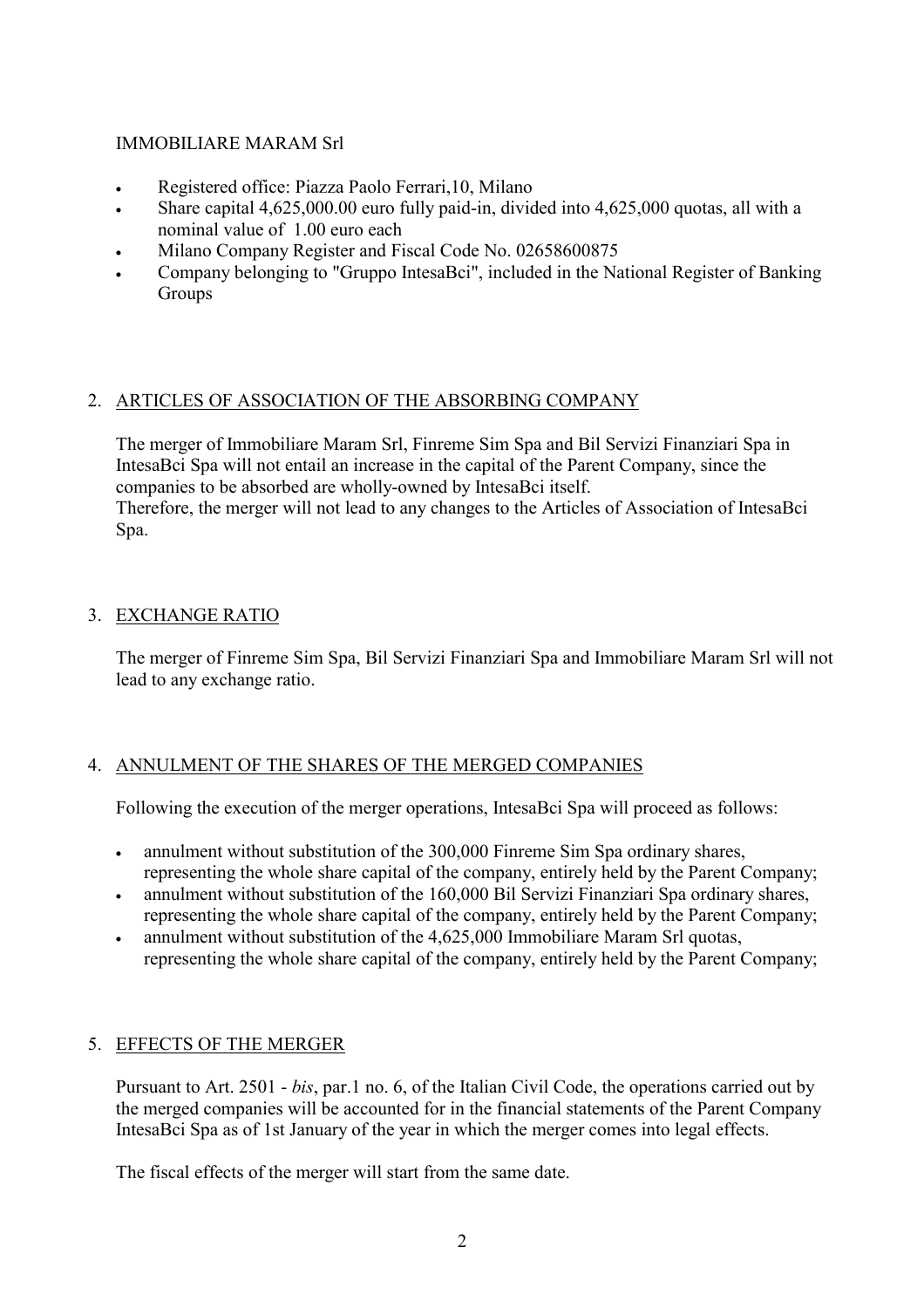IMMOBILIARE MARAM Srl

- Registered office: Piazza Paolo Ferrari,10, Milano
- Share capital 4,625,000.00 euro fully paid-in, divided into 4,625,000 quotas, all with a nominal value of 1.00 euro each
- Milano Company Register and Fiscal Code No. 02658600875
- Company belonging to "Gruppo IntesaBci", included in the National Register of Banking Groups

## 2. ARTICLES OF ASSOCIATION OF THE ABSORBING COMPANY

The merger of Immobiliare Maram Srl, Finreme Sim Spa and Bil Servizi Finanziari Spa in IntesaBci Spa will not entail an increase in the capital of the Parent Company, since the companies to be absorbed are wholly-owned by IntesaBci itself.
Therefore, the merger will not lead to any changes to the Articles of Association of IntesaBci Spa.

## 3. EXCHANGE RATIO

The merger of Finreme Sim Spa, Bil Servizi Finanziari Spa and Immobiliare Maram Srl will not lead to any exchange ratio.

## 4. ANNULMENT OF THE SHARES OF THE MERGED COMPANIES

Following the execution of the merger operations, IntesaBci Spa will proceed as follows:

- annulment without substitution of the 300,000 Finreme Sim Spa ordinary shares, representing the whole share capital of the company, entirely held by the Parent Company;
- annulment without substitution of the 160,000 Bil Servizi Finanziari Spa ordinary shares, representing the whole share capital of the company, entirely held by the Parent Company;
- annulment without substitution of the 4,625,000 Immobiliare Maram Srl quotas, representing the whole share capital of the company, entirely held by the Parent Company;

## 5. EFFECTS OF THE MERGER

Pursuant to Art. 2501 - *bis*, par.1 no. 6, of the Italian Civil Code, the operations carried out by the merged companies will be accounted for in the financial statements of the Parent Company IntesaBci Spa as of 1st January of the year in which the merger comes into legal effects.

The fiscal effects of the merger will start from the same date.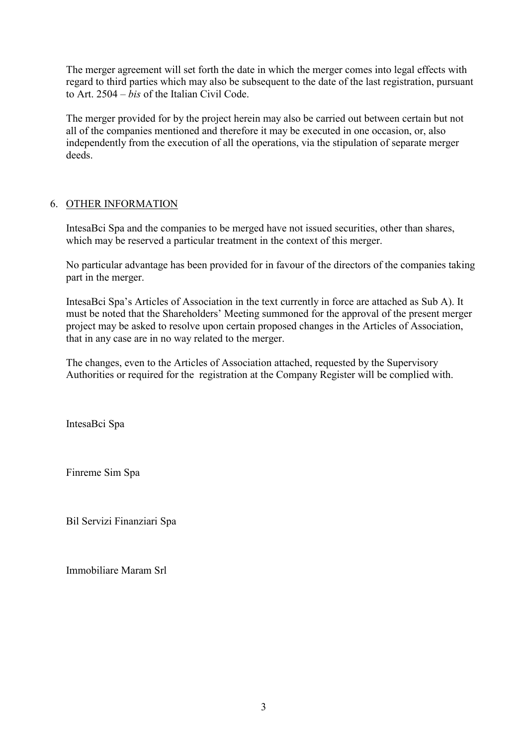The merger agreement will set forth the date in which the merger comes into legal effects with regard to third parties which may also be subsequent to the date of the last registration, pursuant to Art. 2504 – *bis* of the Italian Civil Code.

The merger provided for by the project herein may also be carried out between certain but not all of the companies mentioned and therefore it may be executed in one occasion, or, also independently from the execution of all the operations, via the stipulation of separate merger deeds.

## 6. OTHER INFORMATION

IntesaBci Spa and the companies to be merged have not issued securities, other than shares, which may be reserved a particular treatment in the context of this merger.

No particular advantage has been provided for in favour of the directors of the companies taking part in the merger.

IntesaBci Spa's Articles of Association in the text currently in force are attached as Sub A). It must be noted that the Shareholders' Meeting summoned for the approval of the present merger project may be asked to resolve upon certain proposed changes in the Articles of Association, that in any case are in no way related to the merger.

The changes, even to the Articles of Association attached, requested by the Supervisory Authorities or required for the registration at the Company Register will be complied with.

IntesaBci Spa

Finreme Sim Spa

Bil Servizi Finanziari Spa

Immobiliare Maram Srl